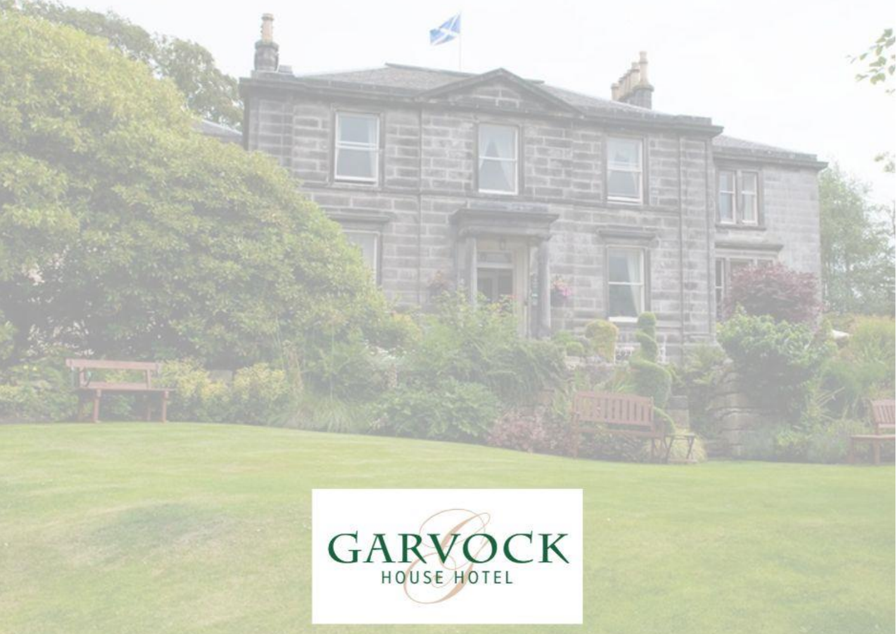# GARVOCK

HOUSE HOTEL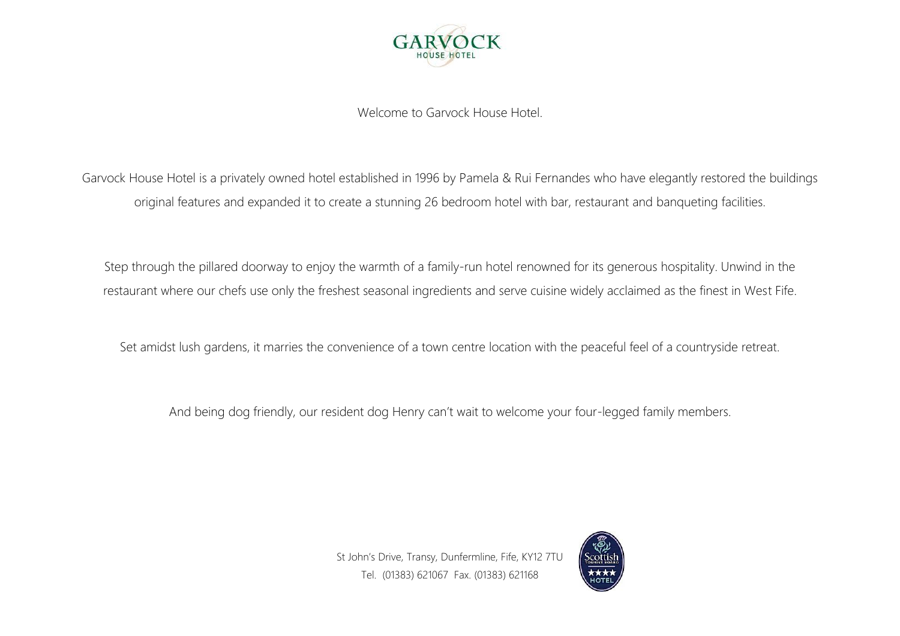# GARVOCK HOUSE HOTEL

Welcome to Garvock House Hotel.

Garvock House Hotel is a privately owned hotel established in 1996 by Pamela & Rui Fernandes who have elegantly restored the buildings original features and expanded it to create a stunning 26 bedroom hotel with bar, restaurant and banqueting facilities.

Step through the pillared doorway to enjoy the warmth of a family-run hotel renowned for its generous hospitality. Unwind in the restaurant where our chefs use only the freshest seasonal ingredients and serve cuisine widely acclaimed as the finest in West Fife.

Set amidst lush gardens, it marries the convenience of a town centre location with the peaceful feel of a countryside retreat.

And being dog friendly, our resident dog Henry can't wait to welcome your four-legged family members.

St John's Drive, Transy, Dunfermline, Fife, KY12 7TU
Tel. (01383) 621067 Fax. (01383) 621168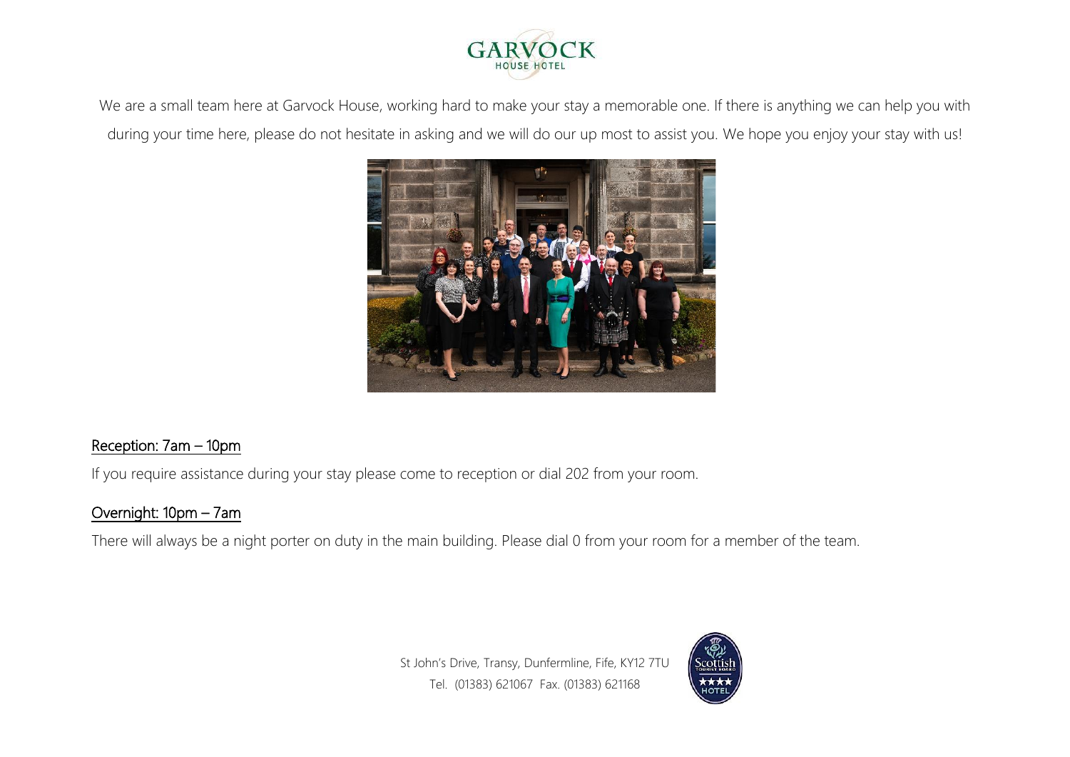GARVOCK HOUSE HOTEL

We are a small team here at Garvock House, working hard to make your stay a memorable one. If there is anything we can help you with during your time here, please do not hesitate in asking and we will do our up most to assist you. We hope you enjoy your stay with us!

## Reception: 7am – 10pm

If you require assistance during your stay please come to reception or dial 202 from your room.

## Overnight: 10pm – 7am

There will always be a night porter on duty in the main building. Please dial 0 from your room for a member of the team.

St John's Drive, Transy, Dunfermline, Fife, KY12 7TU
Tel. (01383) 621067 Fax. (01383) 621168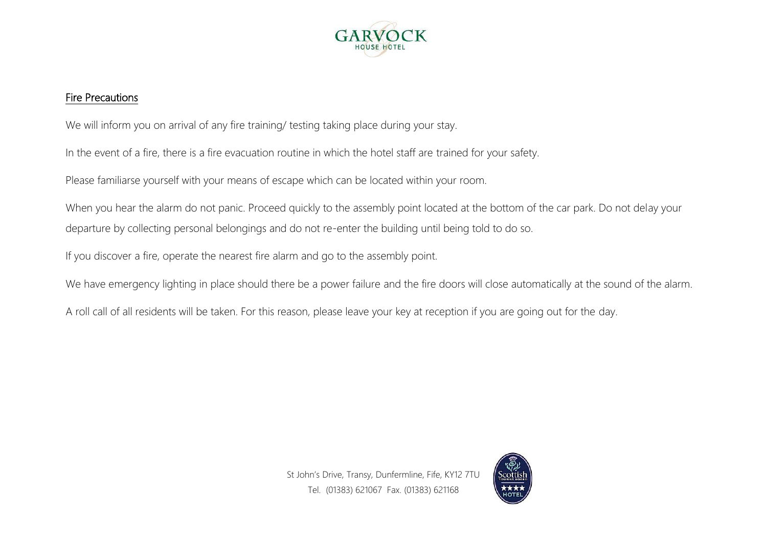## Fire Precautions

We will inform you on arrival of any fire training/ testing taking place during your stay.

In the event of a fire, there is a fire evacuation routine in which the hotel staff are trained for your safety.

Please familiarse yourself with your means of escape which can be located within your room.

When you hear the alarm do not panic. Proceed quickly to the assembly point located at the bottom of the car park. Do not delay your departure by collecting personal belongings and do not re-enter the building until being told to do so.

If you discover a fire, operate the nearest fire alarm and go to the assembly point.

We have emergency lighting in place should there be a power failure and the fire doors will close automatically at the sound of the alarm.

A roll call of all residents will be taken. For this reason, please leave your key at reception if you are going out for the day.

St John's Drive, Transy, Dunfermline, Fife, KY12 7TU
Tel. (01383) 621067 Fax. (01383) 621168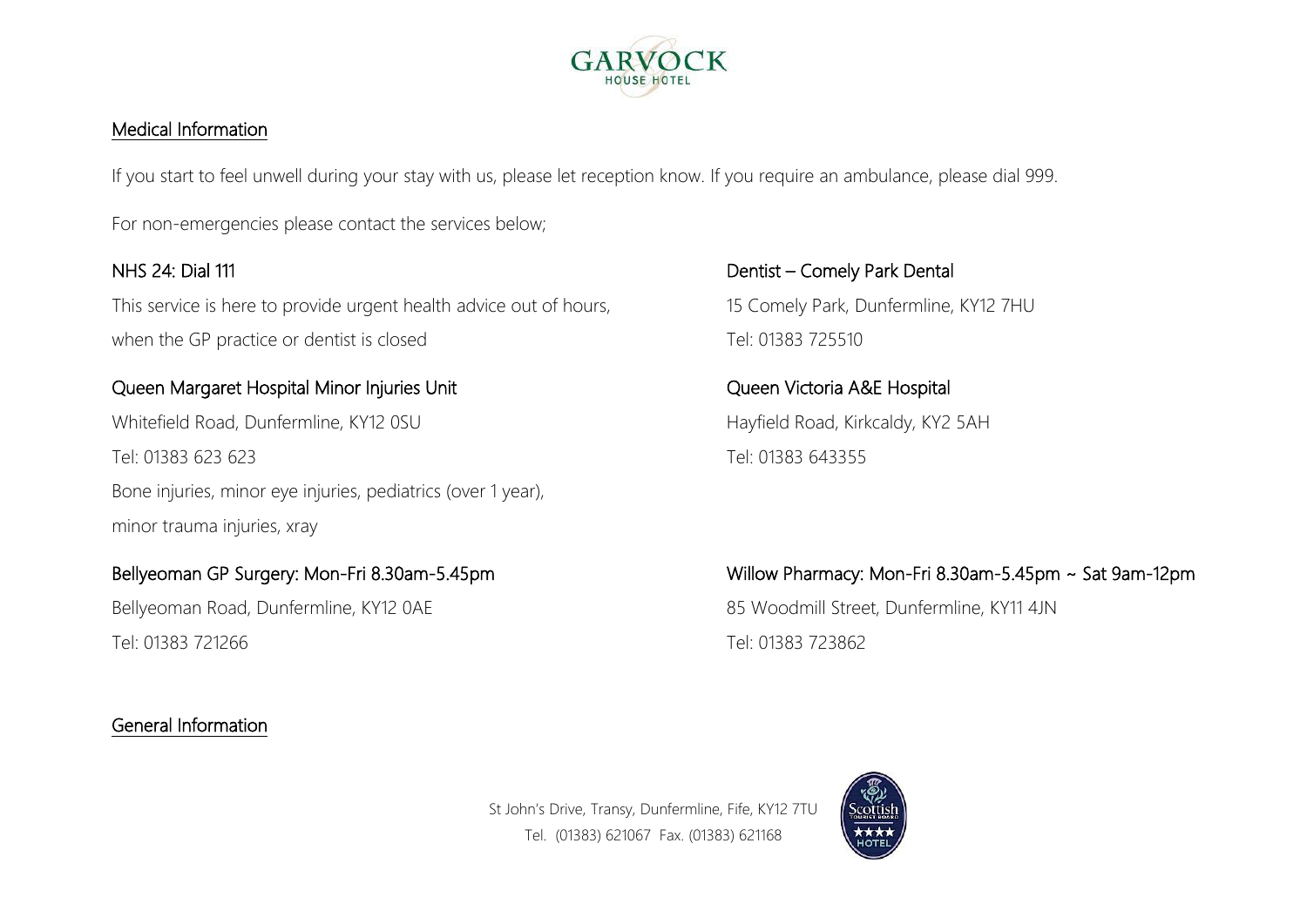## Medical Information

If you start to feel unwell during your stay with us, please let reception know. If you require an ambulance, please dial 999.

For non-emergencies please contact the services below;

NHS 24: Dial 111

This service is here to provide urgent health advice out of hours, when the GP practice or dentist is closed

Queen Margaret Hospital Minor Injuries Unit

Whitefield Road, Dunfermline, KY12 0SU

Tel: 01383 623 623

Bone injuries, minor eye injuries, pediatrics (over 1 year), minor trauma injuries, xray

Bellyeoman GP Surgery: Mon-Fri 8.30am-5.45pm

Bellyeoman Road, Dunfermline, KY12 0AE

Tel: 01383 721266

Dentist – Comely Park Dental

15 Comely Park, Dunfermline, KY12 7HU

Tel: 01383 725510

Queen Victoria A&E Hospital

Hayfield Road, Kirkcaldy, KY2 5AH

Tel: 01383 643355

Willow Pharmacy: Mon-Fri 8.30am-5.45pm ~ Sat 9am-12pm

85 Woodmill Street, Dunfermline, KY11 4JN

Tel: 01383 723862

## General Information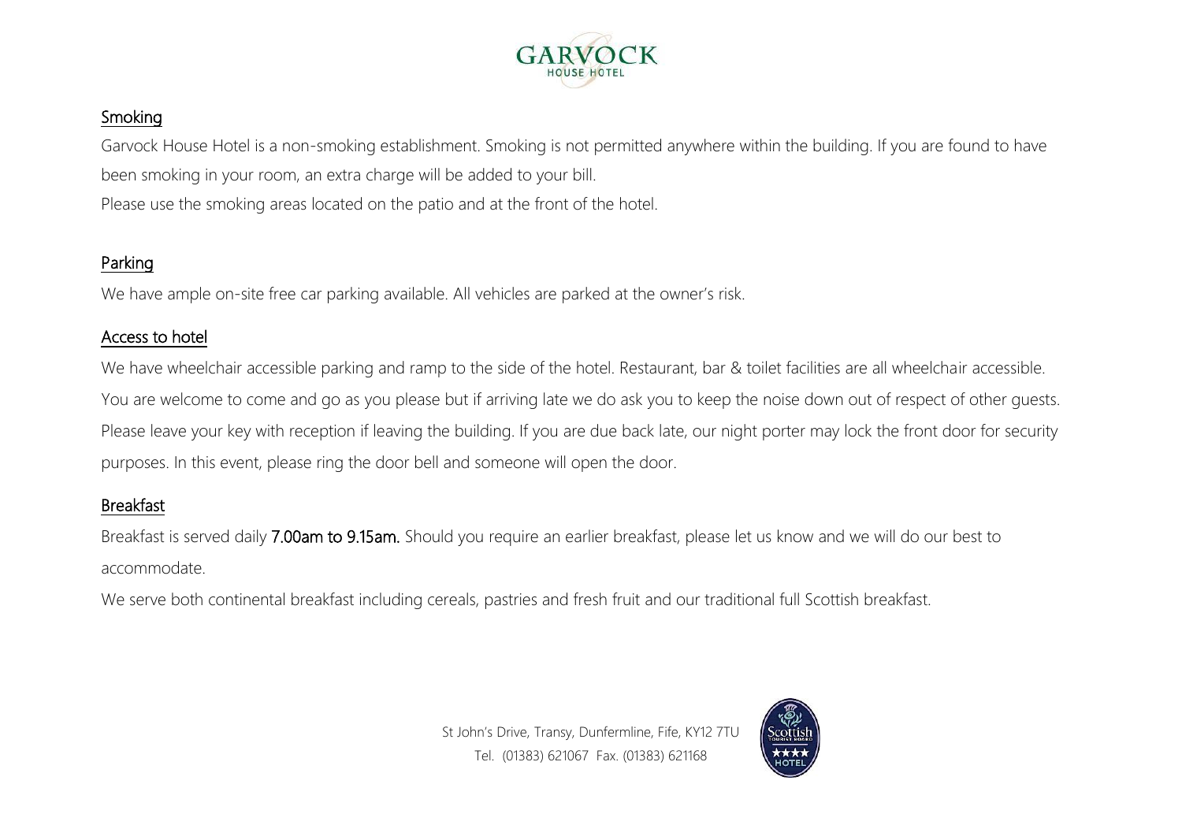## Smoking

Garvock House Hotel is a non-smoking establishment. Smoking is not permitted anywhere within the building. If you are found to have been smoking in your room, an extra charge will be added to your bill.

Please use the smoking areas located on the patio and at the front of the hotel.

## Parking

We have ample on-site free car parking available. All vehicles are parked at the owner's risk.

## Access to hotel

We have wheelchair accessible parking and ramp to the side of the hotel. Restaurant, bar & toilet facilities are all wheelchair accessible.

You are welcome to come and go as you please but if arriving late we do ask you to keep the noise down out of respect of other guests.

Please leave your key with reception if leaving the building. If you are due back late, our night porter may lock the front door for security purposes. In this event, please ring the door bell and someone will open the door.

## Breakfast

Breakfast is served daily **7.00am to 9.15am.** Should you require an earlier breakfast, please let us know and we will do our best to accommodate.

We serve both continental breakfast including cereals, pastries and fresh fruit and our traditional full Scottish breakfast.

St John's Drive, Transy, Dunfermline, Fife, KY12 7TU
Tel. (01383) 621067 Fax. (01383) 621168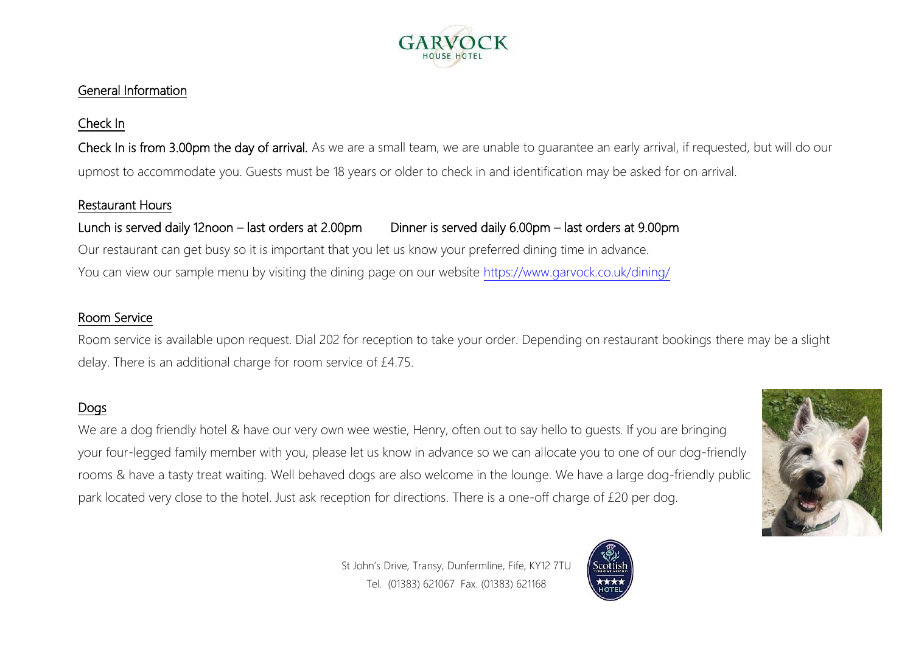## General Information

### Check In

**Check In is from 3.00pm the day of arrival.** As we are a small team, we are unable to guarantee an early arrival, if requested, but will do our upmost to accommodate you. Guests must be 18 years or older to check in and identification may be asked for on arrival.

### Restaurant Hours

Lunch is served daily 12noon – last orders at 2.00pm        Dinner is served daily 6.00pm – last orders at 9.00pm

Our restaurant can get busy so it is important that you let us know your preferred dining time in advance.
You can view our sample menu by visiting the dining page on our website https://www.garvock.co.uk/dining/

### Room Service

Room service is available upon request. Dial 202 for reception to take your order. Depending on restaurant bookings there may be a slight delay. There is an additional charge for room service of £4.75.

### Dogs

We are a dog friendly hotel & have our very own wee westie, Henry, often out to say hello to guests. If you are bringing your four-legged family member with you, please let us know in advance so we can allocate you to one of our dog-friendly rooms & have a tasty treat waiting. Well behaved dogs are also welcome in the lounge. We have a large dog-friendly public park located very close to the hotel. Just ask reception for directions. There is a one-off charge of £20 per dog.

St John's Drive, Transy, Dunfermline, Fife, KY12 7TU
Tel. (01383) 621067 Fax. (01383) 621168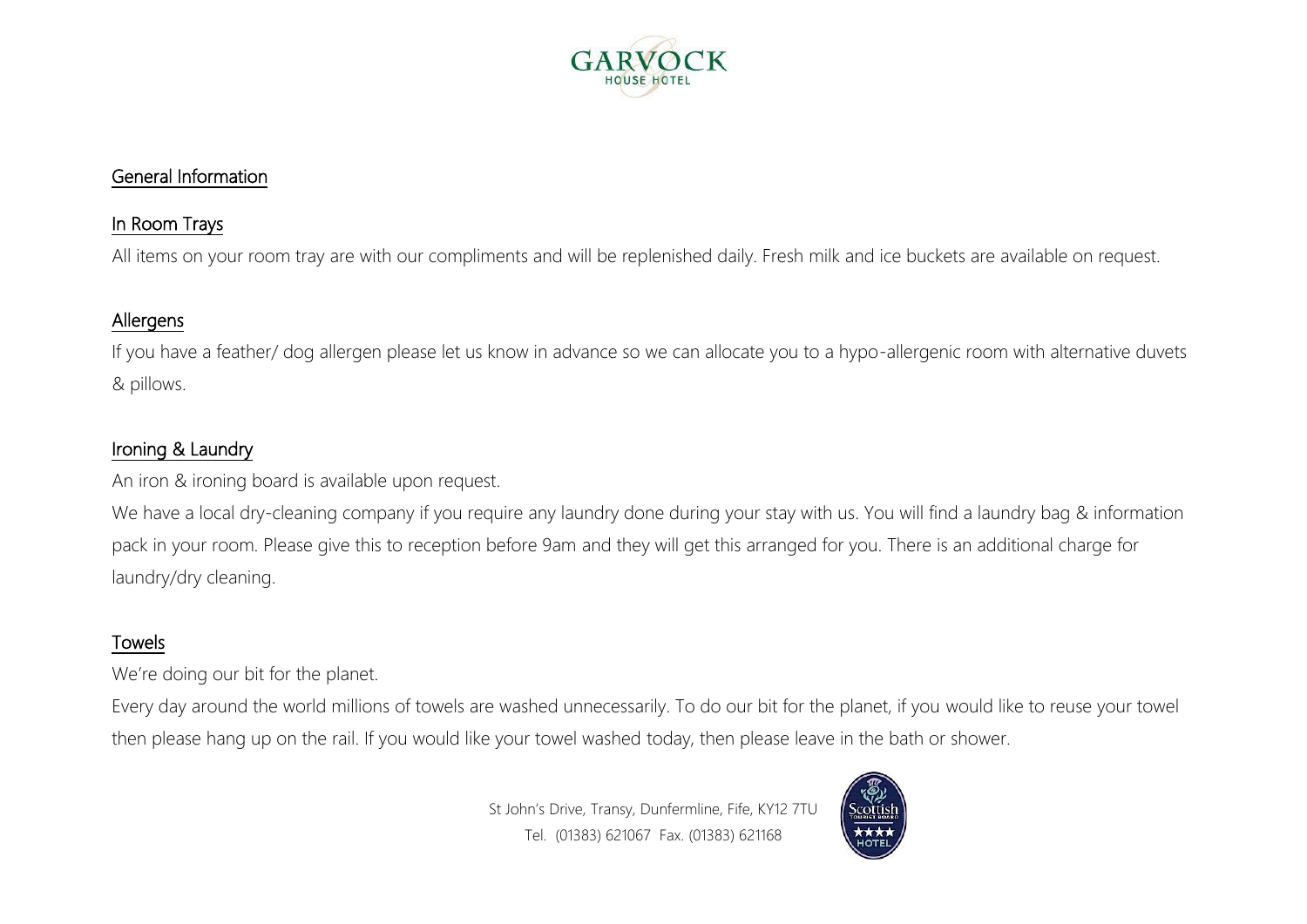## General Information

### In Room Trays

All items on your room tray are with our compliments and will be replenished daily. Fresh milk and ice buckets are available on request.

### Allergens

If you have a feather/ dog allergen please let us know in advance so we can allocate you to a hypo-allergenic room with alternative duvets & pillows.

### Ironing & Laundry

An iron & ironing board is available upon request.

We have a local dry-cleaning company if you require any laundry done during your stay with us. You will find a laundry bag & information pack in your room. Please give this to reception before 9am and they will get this arranged for you. There is an additional charge for laundry/dry cleaning.

### Towels

We're doing our bit for the planet.

Every day around the world millions of towels are washed unnecessarily. To do our bit for the planet, if you would like to reuse your towel then please hang up on the rail. If you would like your towel washed today, then please leave in the bath or shower.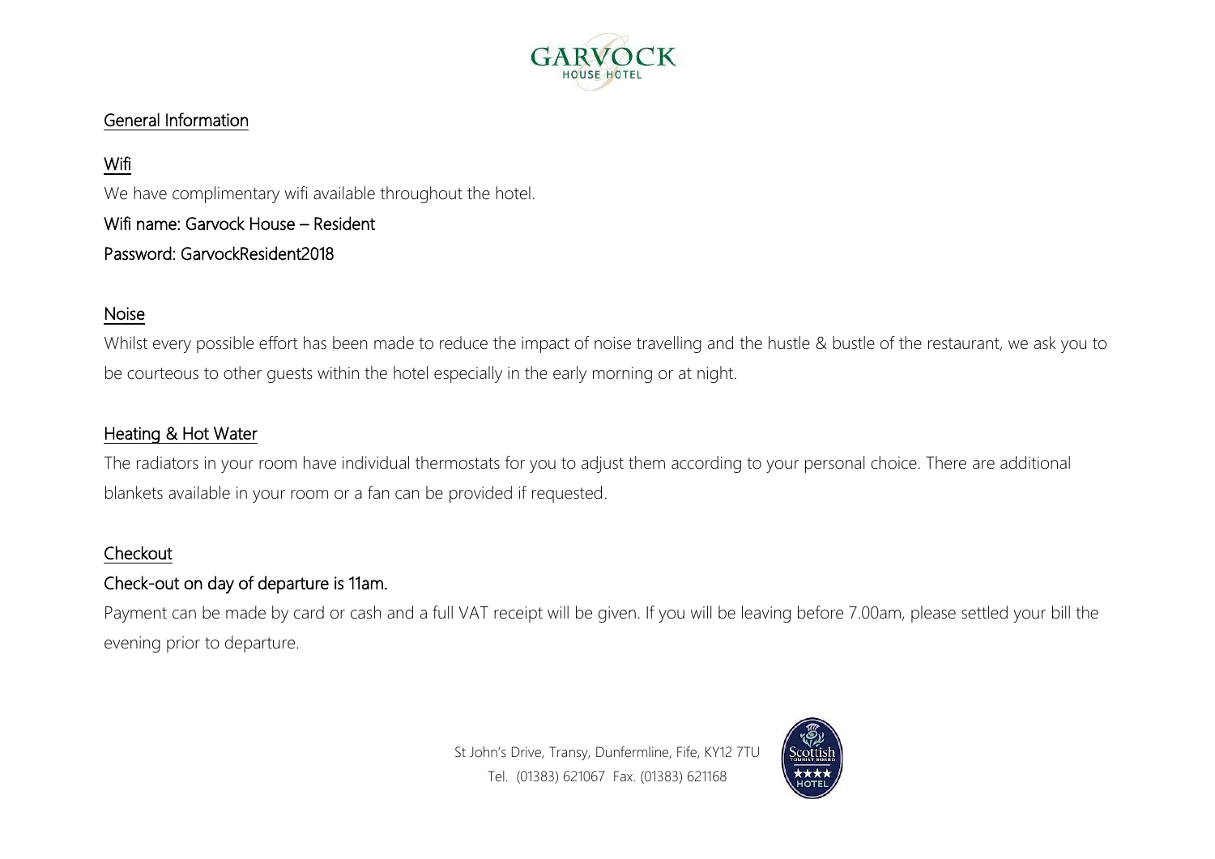# GARVOCK HOUSE HOTEL

## General Information

### Wifi

We have complimentary wifi available throughout the hotel.

Wifi name: Garvock House – Resident

Password: GarvockResident2018

### Noise

Whilst every possible effort has been made to reduce the impact of noise travelling and the hustle & bustle of the restaurant, we ask you to be courteous to other guests within the hotel especially in the early morning or at night.

### Heating & Hot Water

The radiators in your room have individual thermostats for you to adjust them according to your personal choice. There are additional blankets available in your room or a fan can be provided if requested.

### Checkout

Check-out on day of departure is 11am.

Payment can be made by card or cash and a full VAT receipt will be given. If you will be leaving before 7.00am, please settled your bill the evening prior to departure.

St John's Drive, Transy, Dunfermline, Fife, KY12 7TU
Tel. (01383) 621067 Fax. (01383) 621168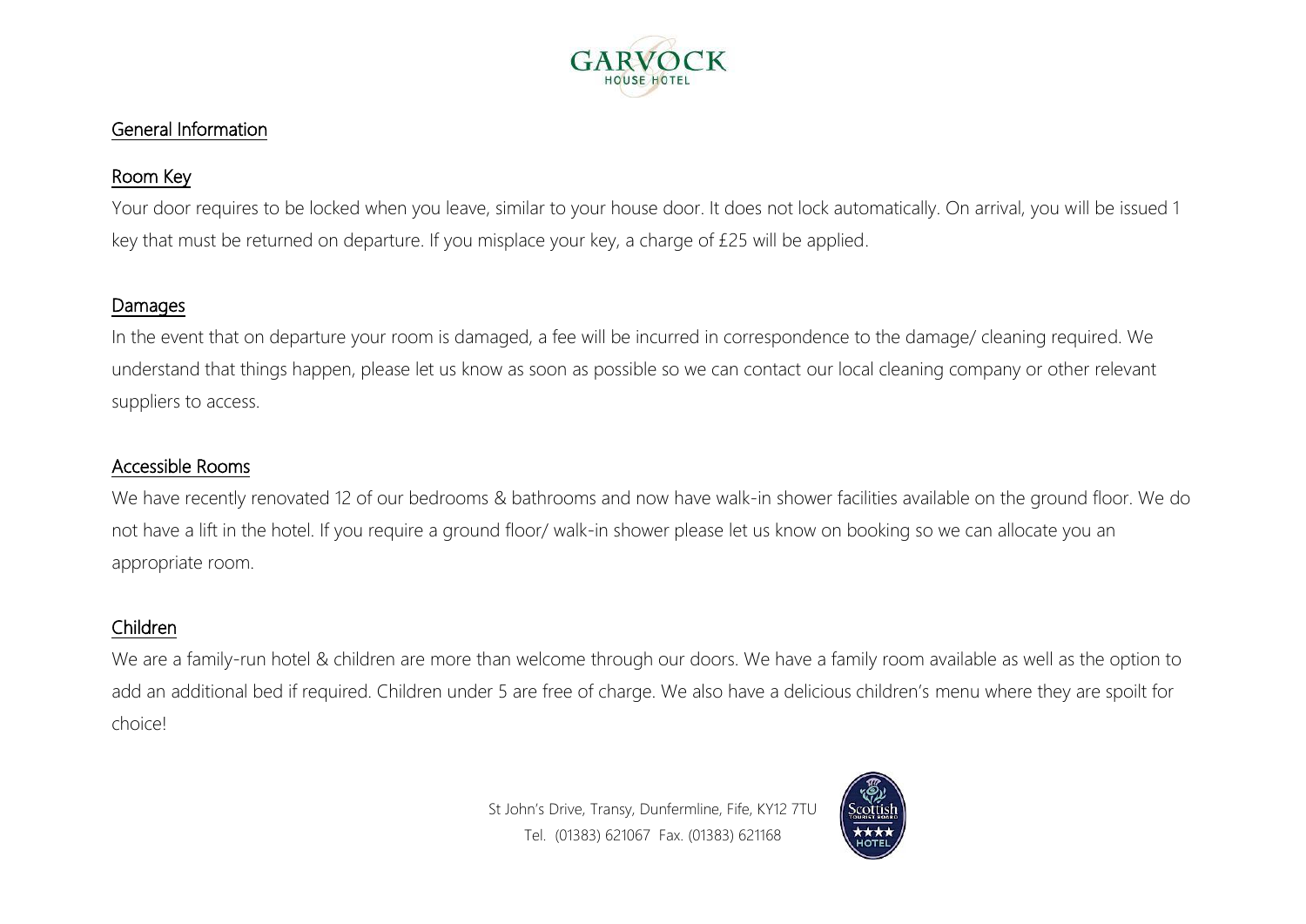## General Information

### Room Key

Your door requires to be locked when you leave, similar to your house door. It does not lock automatically. On arrival, you will be issued 1 key that must be returned on departure. If you misplace your key, a charge of £25 will be applied.

### Damages

In the event that on departure your room is damaged, a fee will be incurred in correspondence to the damage/ cleaning required. We understand that things happen, please let us know as soon as possible so we can contact our local cleaning company or other relevant suppliers to access.

### Accessible Rooms

We have recently renovated 12 of our bedrooms & bathrooms and now have walk-in shower facilities available on the ground floor. We do not have a lift in the hotel. If you require a ground floor/ walk-in shower please let us know on booking so we can allocate you an appropriate room.

### Children

We are a family-run hotel & children are more than welcome through our doors. We have a family room available as well as the option to add an additional bed if required. Children under 5 are free of charge. We also have a delicious children's menu where they are spoilt for choice!

St John's Drive, Transy, Dunfermline, Fife, KY12 7TU
Tel. (01383) 621067 Fax. (01383) 621168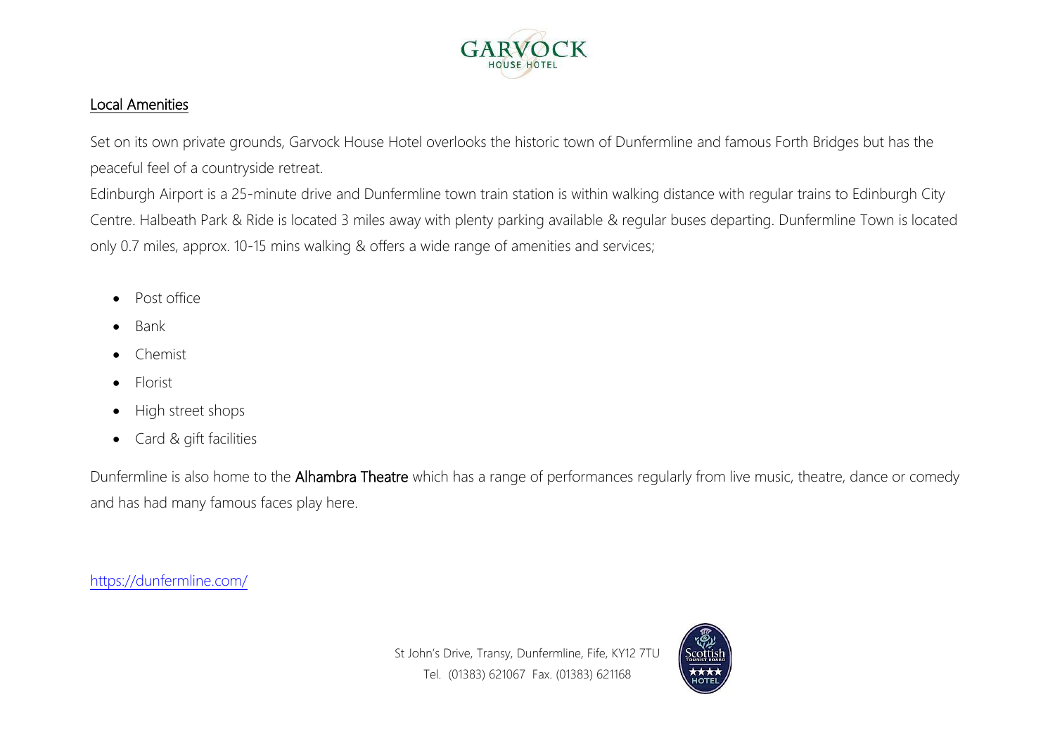## Local Amenities

Set on its own private grounds, Garvock House Hotel overlooks the historic town of Dunfermline and famous Forth Bridges but has the peaceful feel of a countryside retreat.

Edinburgh Airport is a 25-minute drive and Dunfermline town train station is within walking distance with regular trains to Edinburgh City Centre. Halbeath Park & Ride is located 3 miles away with plenty parking available & regular buses departing. Dunfermline Town is located only 0.7 miles, approx. 10-15 mins walking & offers a wide range of amenities and services;

- Post office
- Bank
- Chemist
- Florist
- High street shops
- Card & gift facilities

Dunfermline is also home to the **Alhambra Theatre** which has a range of performances regularly from live music, theatre, dance or comedy and has had many famous faces play here.

https://dunfermline.com/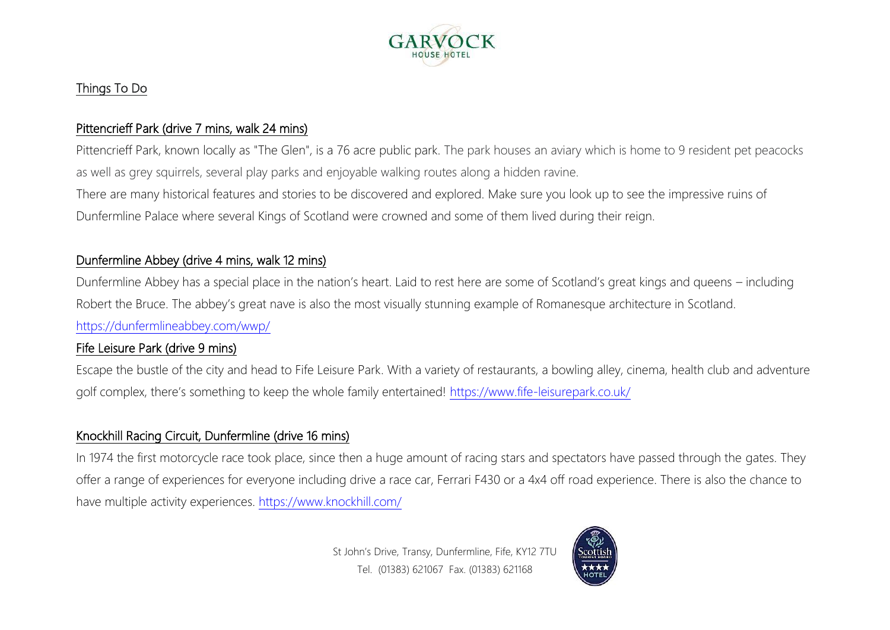## Things To Do

### Pittencrieff Park (drive 7 mins, walk 24 mins)

Pittencrieff Park, known locally as "The Glen", is a 76 acre public park. The park houses an aviary which is home to 9 resident pet peacocks as well as grey squirrels, several play parks and enjoyable walking routes along a hidden ravine.

There are many historical features and stories to be discovered and explored. Make sure you look up to see the impressive ruins of Dunfermline Palace where several Kings of Scotland were crowned and some of them lived during their reign.

### Dunfermline Abbey (drive 4 mins, walk 12 mins)

Dunfermline Abbey has a special place in the nation's heart. Laid to rest here are some of Scotland's great kings and queens – including Robert the Bruce. The abbey's great nave is also the most visually stunning example of Romanesque architecture in Scotland.

https://dunfermlineabbey.com/wwp/

### Fife Leisure Park (drive 9 mins)

Escape the bustle of the city and head to Fife Leisure Park. With a variety of restaurants, a bowling alley, cinema, health club and adventure golf complex, there's something to keep the whole family entertained! https://www.fife-leisurepark.co.uk/

### Knockhill Racing Circuit, Dunfermline (drive 16 mins)

In 1974 the first motorcycle race took place, since then a huge amount of racing stars and spectators have passed through the gates. They offer a range of experiences for everyone including drive a race car, Ferrari F430 or a 4x4 off road experience. There is also the chance to have multiple activity experiences. https://www.knockhill.com/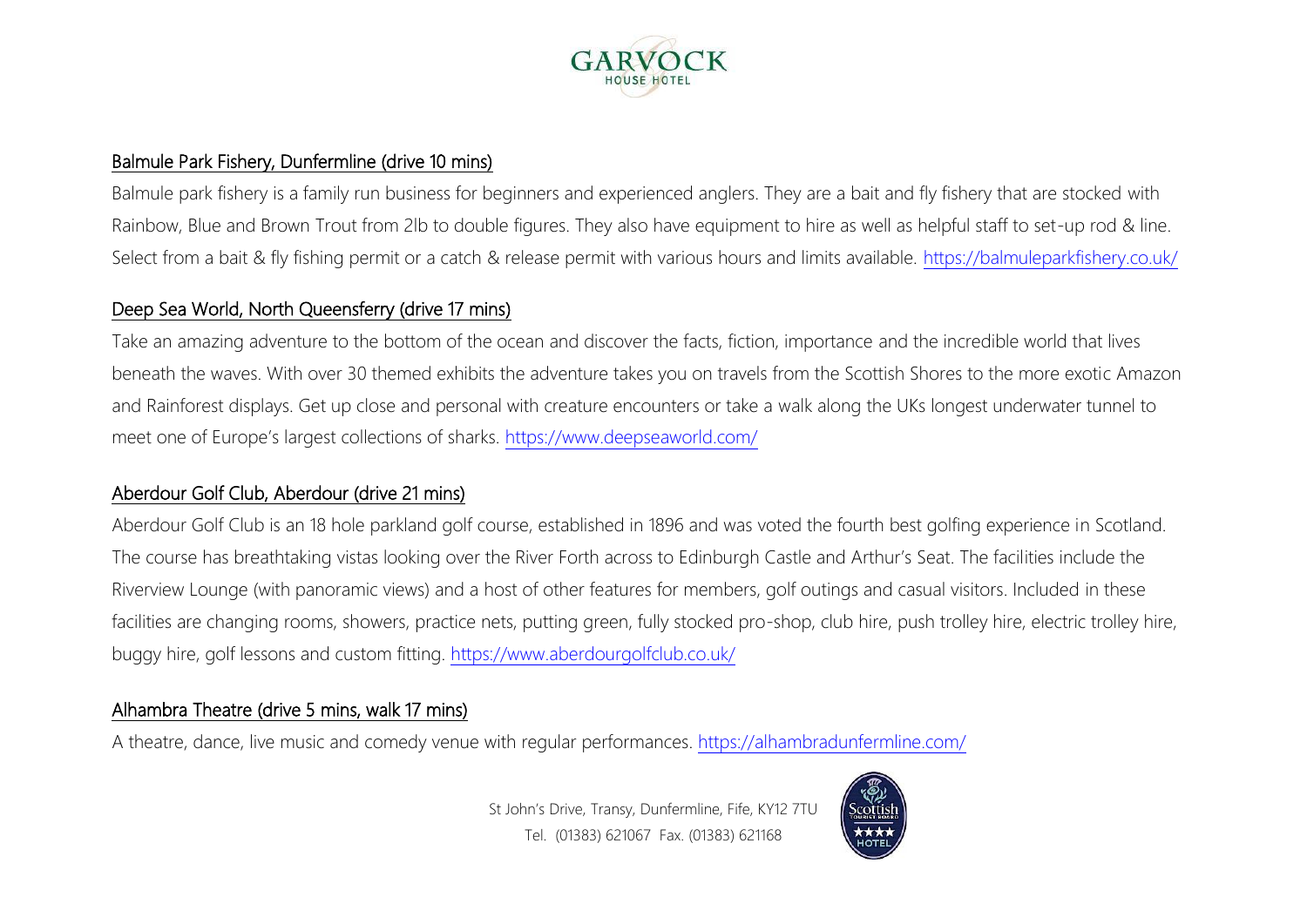## Balmule Park Fishery, Dunfermline (drive 10 mins)

Balmule park fishery is a family run business for beginners and experienced anglers. They are a bait and fly fishery that are stocked with Rainbow, Blue and Brown Trout from 2lb to double figures. They also have equipment to hire as well as helpful staff to set-up rod & line. Select from a bait & fly fishing permit or a catch & release permit with various hours and limits available. https://balmuleparkfishery.co.uk/

## Deep Sea World, North Queensferry (drive 17 mins)

Take an amazing adventure to the bottom of the ocean and discover the facts, fiction, importance and the incredible world that lives beneath the waves. With over 30 themed exhibits the adventure takes you on travels from the Scottish Shores to the more exotic Amazon and Rainforest displays. Get up close and personal with creature encounters or take a walk along the UKs longest underwater tunnel to meet one of Europe's largest collections of sharks. https://www.deepseaworld.com/

## Aberdour Golf Club, Aberdour (drive 21 mins)

Aberdour Golf Club is an 18 hole parkland golf course, established in 1896 and was voted the fourth best golfing experience in Scotland. The course has breathtaking vistas looking over the River Forth across to Edinburgh Castle and Arthur's Seat. The facilities include the Riverview Lounge (with panoramic views) and a host of other features for members, golf outings and casual visitors. Included in these facilities are changing rooms, showers, practice nets, putting green, fully stocked pro-shop, club hire, push trolley hire, electric trolley hire, buggy hire, golf lessons and custom fitting. https://www.aberdourgolfclub.co.uk/

## Alhambra Theatre (drive 5 mins, walk 17 mins)

A theatre, dance, live music and comedy venue with regular performances. https://alhambradunfermline.com/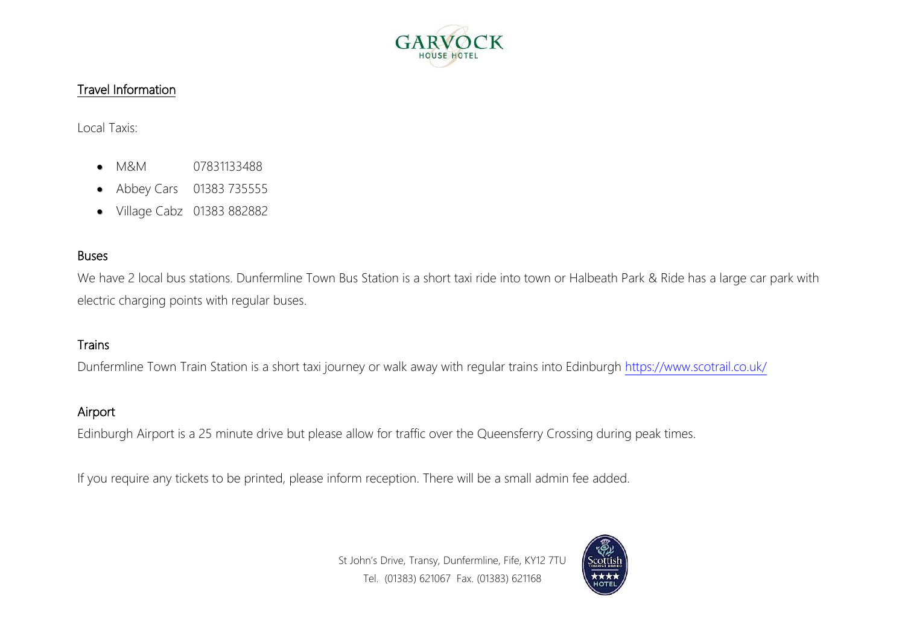GARVOCK HOUSE HOTEL

## Travel Information

Local Taxis:

- M&M 07831133488
- Abbey Cars 01383 735555
- Village Cabz 01383 882882

### Buses

We have 2 local bus stations. Dunfermline Town Bus Station is a short taxi ride into town or Halbeath Park & Ride has a large car park with electric charging points with regular buses.

### Trains

Dunfermline Town Train Station is a short taxi journey or walk away with regular trains into Edinburgh https://www.scotrail.co.uk/

### Airport

Edinburgh Airport is a 25 minute drive but please allow for traffic over the Queensferry Crossing during peak times.

If you require any tickets to be printed, please inform reception. There will be a small admin fee added.

St John's Drive, Transy, Dunfermline, Fife, KY12 7TU
Tel. (01383) 621067 Fax. (01383) 621168